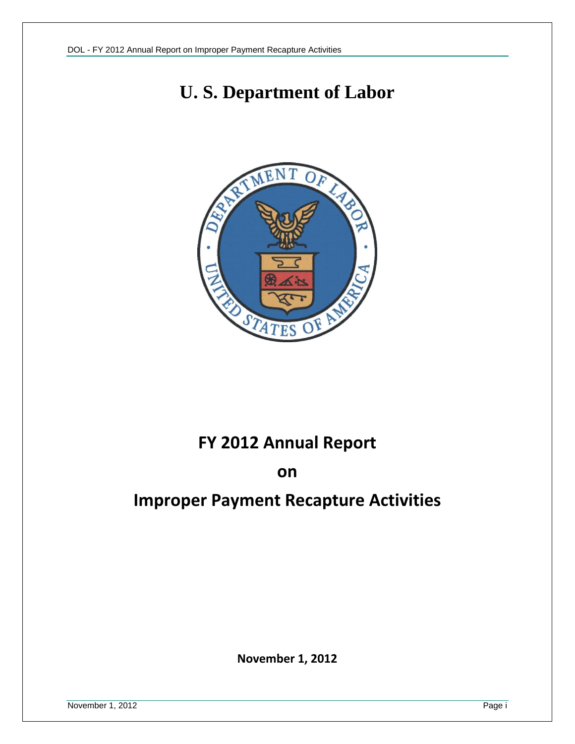# U. S. Department of Labor

# FY 2012 Annual Report

# on

# Improper Payment Recapture Activities

**November 1, 2012**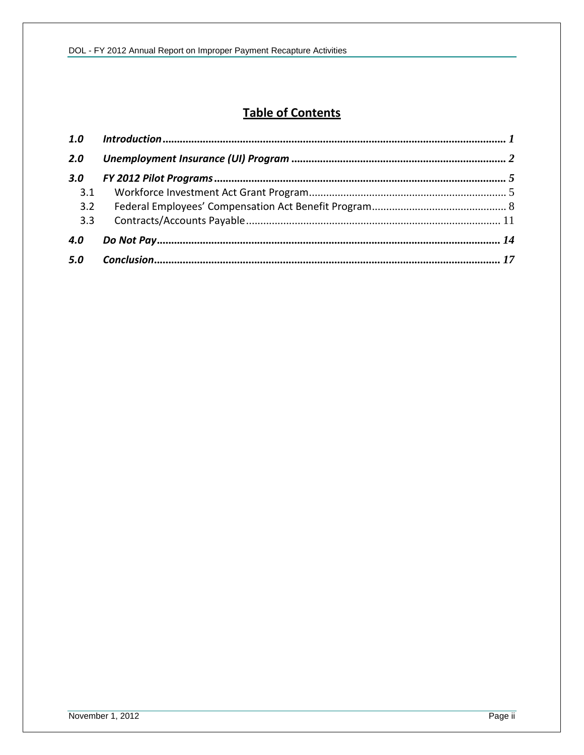# Table of Contents

| | | |
|---|---|---|
| ***1.0*** | ***Introduction*** | ***1*** |
| ***2.0*** | ***Unemployment Insurance (UI) Program*** | ***2*** |
| ***3.0*** | ***FY 2012 Pilot Programs*** | ***5*** |
| 3.1 | Workforce Investment Act Grant Program | 5 |
| 3.2 | Federal Employees' Compensation Act Benefit Program | 8 |
| 3.3 | Contracts/Accounts Payable | 11 |
| ***4.0*** | ***Do Not Pay*** | ***14*** |
| ***5.0*** | ***Conclusion*** | ***17*** |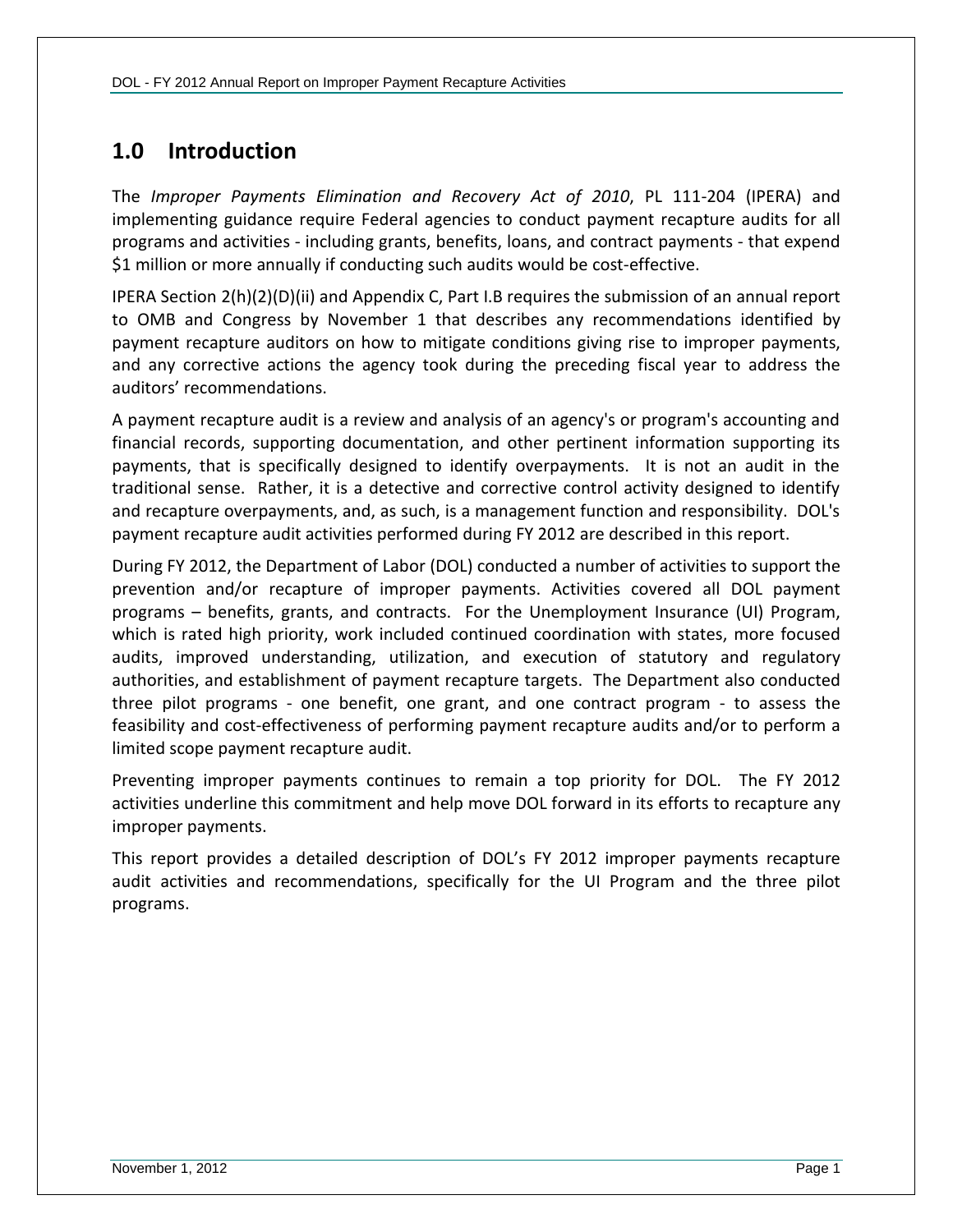## 1.0 Introduction

The *Improper Payments Elimination and Recovery Act of 2010*, PL 111-204 (IPERA) and implementing guidance require Federal agencies to conduct payment recapture audits for all programs and activities - including grants, benefits, loans, and contract payments - that expend $1 million or more annually if conducting such audits would be cost-effective.

IPERA Section 2(h)(2)(D)(ii) and Appendix C, Part I.B requires the submission of an annual report to OMB and Congress by November 1 that describes any recommendations identified by payment recapture auditors on how to mitigate conditions giving rise to improper payments, and any corrective actions the agency took during the preceding fiscal year to address the auditors' recommendations.

A payment recapture audit is a review and analysis of an agency's or program's accounting and financial records, supporting documentation, and other pertinent information supporting its payments, that is specifically designed to identify overpayments. It is not an audit in the traditional sense. Rather, it is a detective and corrective control activity designed to identify and recapture overpayments, and, as such, is a management function and responsibility. DOL's payment recapture audit activities performed during FY 2012 are described in this report.

During FY 2012, the Department of Labor (DOL) conducted a number of activities to support the prevention and/or recapture of improper payments. Activities covered all DOL payment programs – benefits, grants, and contracts. For the Unemployment Insurance (UI) Program, which is rated high priority, work included continued coordination with states, more focused audits, improved understanding, utilization, and execution of statutory and regulatory authorities, and establishment of payment recapture targets. The Department also conducted three pilot programs - one benefit, one grant, and one contract program - to assess the feasibility and cost-effectiveness of performing payment recapture audits and/or to perform a limited scope payment recapture audit.

Preventing improper payments continues to remain a top priority for DOL. The FY 2012 activities underline this commitment and help move DOL forward in its efforts to recapture any improper payments.

This report provides a detailed description of DOL's FY 2012 improper payments recapture audit activities and recommendations, specifically for the UI Program and the three pilot programs.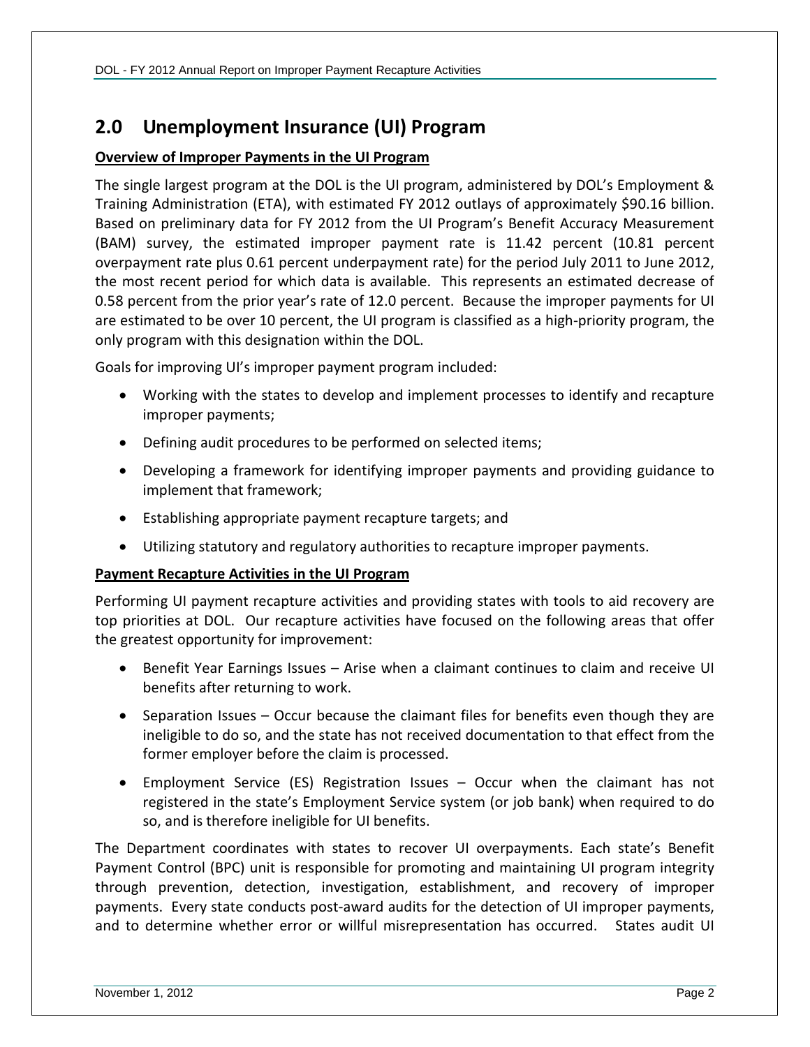## 2.0 Unemployment Insurance (UI) Program

**Overview of Improper Payments in the UI Program**

The single largest program at the DOL is the UI program, administered by DOL's Employment & Training Administration (ETA), with estimated FY 2012 outlays of approximately $90.16 billion. Based on preliminary data for FY 2012 from the UI Program's Benefit Accuracy Measurement (BAM) survey, the estimated improper payment rate is 11.42 percent (10.81 percent overpayment rate plus 0.61 percent underpayment rate) for the period July 2011 to June 2012, the most recent period for which data is available. This represents an estimated decrease of 0.58 percent from the prior year's rate of 12.0 percent. Because the improper payments for UI are estimated to be over 10 percent, the UI program is classified as a high-priority program, the only program with this designation within the DOL.

Goals for improving UI's improper payment program included:

- Working with the states to develop and implement processes to identify and recapture improper payments;
- Defining audit procedures to be performed on selected items;
- Developing a framework for identifying improper payments and providing guidance to implement that framework;
- Establishing appropriate payment recapture targets; and
- Utilizing statutory and regulatory authorities to recapture improper payments.

**Payment Recapture Activities in the UI Program**

Performing UI payment recapture activities and providing states with tools to aid recovery are top priorities at DOL. Our recapture activities have focused on the following areas that offer the greatest opportunity for improvement:

- Benefit Year Earnings Issues – Arise when a claimant continues to claim and receive UI benefits after returning to work.
- Separation Issues – Occur because the claimant files for benefits even though they are ineligible to do so, and the state has not received documentation to that effect from the former employer before the claim is processed.
- Employment Service (ES) Registration Issues – Occur when the claimant has not registered in the state's Employment Service system (or job bank) when required to do so, and is therefore ineligible for UI benefits.

The Department coordinates with states to recover UI overpayments. Each state's Benefit Payment Control (BPC) unit is responsible for promoting and maintaining UI program integrity through prevention, detection, investigation, establishment, and recovery of improper payments. Every state conducts post-award audits for the detection of UI improper payments, and to determine whether error or willful misrepresentation has occurred. States audit UI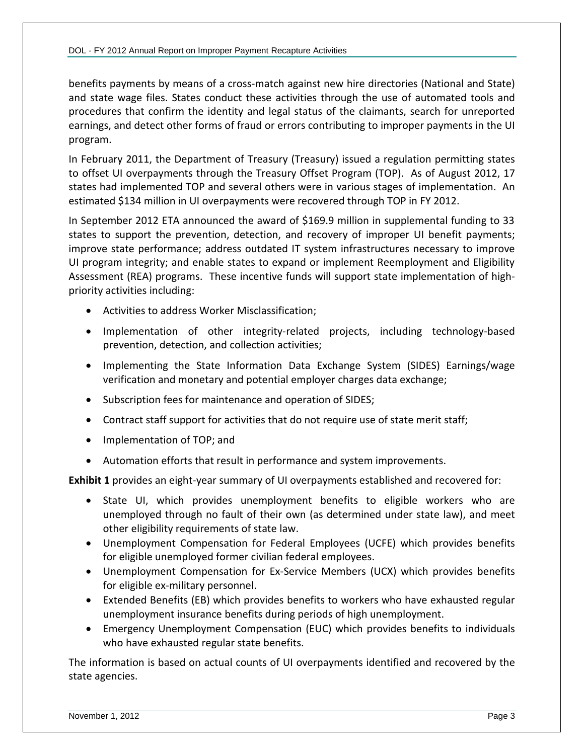benefits payments by means of a cross-match against new hire directories (National and State) and state wage files. States conduct these activities through the use of automated tools and procedures that confirm the identity and legal status of the claimants, search for unreported earnings, and detect other forms of fraud or errors contributing to improper payments in the UI program.

In February 2011, the Department of Treasury (Treasury) issued a regulation permitting states to offset UI overpayments through the Treasury Offset Program (TOP). As of August 2012, 17 states had implemented TOP and several others were in various stages of implementation. An estimated $134 million in UI overpayments were recovered through TOP in FY 2012.

In September 2012 ETA announced the award of $169.9 million in supplemental funding to 33 states to support the prevention, detection, and recovery of improper UI benefit payments; improve state performance; address outdated IT system infrastructures necessary to improve UI program integrity; and enable states to expand or implement Reemployment and Eligibility Assessment (REA) programs. These incentive funds will support state implementation of high-priority activities including:

- Activities to address Worker Misclassification;
- Implementation of other integrity-related projects, including technology-based prevention, detection, and collection activities;
- Implementing the State Information Data Exchange System (SIDES) Earnings/wage verification and monetary and potential employer charges data exchange;
- Subscription fees for maintenance and operation of SIDES;
- Contract staff support for activities that do not require use of state merit staff;
- Implementation of TOP; and
- Automation efforts that result in performance and system improvements.

**Exhibit 1** provides an eight-year summary of UI overpayments established and recovered for:

- State UI, which provides unemployment benefits to eligible workers who are unemployed through no fault of their own (as determined under state law), and meet other eligibility requirements of state law.
- Unemployment Compensation for Federal Employees (UCFE) which provides benefits for eligible unemployed former civilian federal employees.
- Unemployment Compensation for Ex-Service Members (UCX) which provides benefits for eligible ex-military personnel.
- Extended Benefits (EB) which provides benefits to workers who have exhausted regular unemployment insurance benefits during periods of high unemployment.
- Emergency Unemployment Compensation (EUC) which provides benefits to individuals who have exhausted regular state benefits.

The information is based on actual counts of UI overpayments identified and recovered by the state agencies.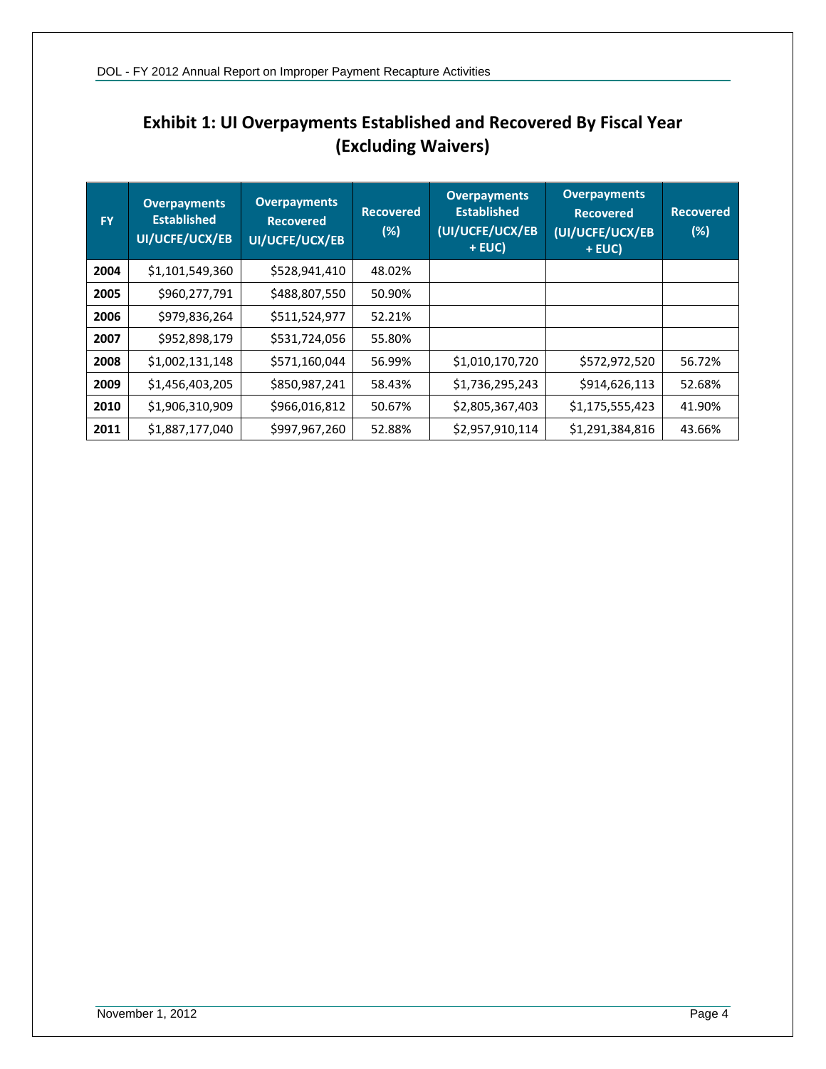## Exhibit 1: UI Overpayments Established and Recovered By Fiscal Year (Excluding Waivers)

| FY | Overpayments Established UI/UCFE/UCX/EB | Overpayments Recovered UI/UCFE/UCX/EB | Recovered (%) | Overpayments Established (UI/UCFE/UCX/EB + EUC) | Overpayments Recovered (UI/UCFE/UCX/EB + EUC) | Recovered (%) |
|---|---|---|---|---|---|---|
| 2004 | $1,101,549,360 | $528,941,410 | 48.02% | | | |
| 2005 | $960,277,791 | $488,807,550 | 50.90% | | | |
| 2006 | $979,836,264 | $511,524,977 | 52.21% | | | |
| 2007 | $952,898,179 | $531,724,056 | 55.80% | | | |
| 2008 | $1,002,131,148 | $571,160,044 | 56.99% | $1,010,170,720 | $572,972,520 | 56.72% |
| 2009 | $1,456,403,205 | $850,987,241 | 58.43% | $1,736,295,243 | $914,626,113 | 52.68% |
| 2010 | $1,906,310,909 | $966,016,812 | 50.67% | $2,805,367,403 | $1,175,555,423 | 41.90% |
| 2011 | $1,887,177,040 | $997,967,260 | 52.88% | $2,957,910,114 | $1,291,384,816 | 43.66% |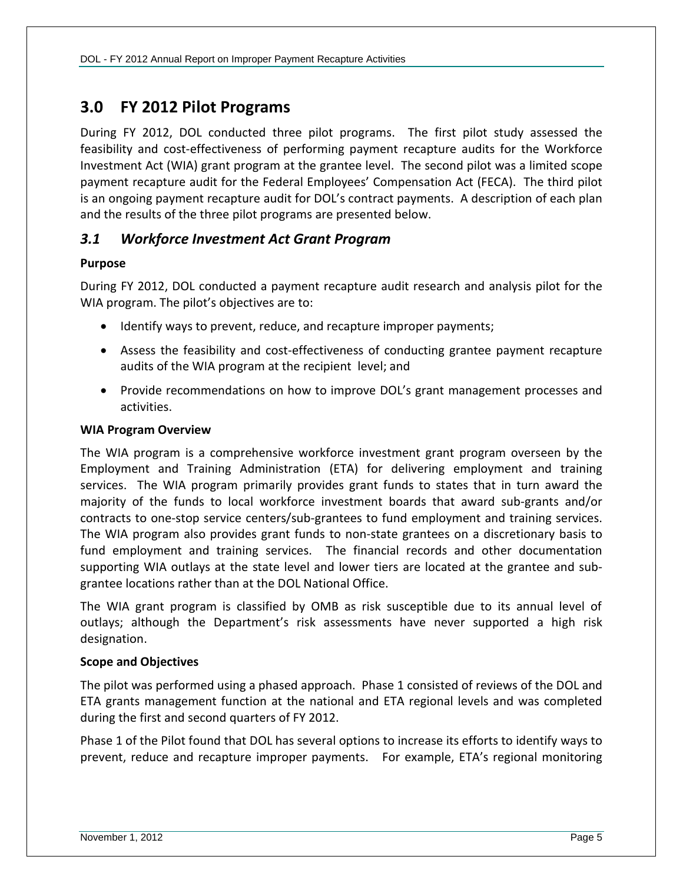## 3.0 FY 2012 Pilot Programs

During FY 2012, DOL conducted three pilot programs. The first pilot study assessed the feasibility and cost-effectiveness of performing payment recapture audits for the Workforce Investment Act (WIA) grant program at the grantee level. The second pilot was a limited scope payment recapture audit for the Federal Employees' Compensation Act (FECA). The third pilot is an ongoing payment recapture audit for DOL's contract payments. A description of each plan and the results of the three pilot programs are presented below.

### *3.1 Workforce Investment Act Grant Program*

**Purpose**

During FY 2012, DOL conducted a payment recapture audit research and analysis pilot for the WIA program. The pilot's objectives are to:

- Identify ways to prevent, reduce, and recapture improper payments;
- Assess the feasibility and cost-effectiveness of conducting grantee payment recapture audits of the WIA program at the recipient level; and
- Provide recommendations on how to improve DOL's grant management processes and activities.

**WIA Program Overview**

The WIA program is a comprehensive workforce investment grant program overseen by the Employment and Training Administration (ETA) for delivering employment and training services. The WIA program primarily provides grant funds to states that in turn award the majority of the funds to local workforce investment boards that award sub-grants and/or contracts to one-stop service centers/sub-grantees to fund employment and training services. The WIA program also provides grant funds to non-state grantees on a discretionary basis to fund employment and training services. The financial records and other documentation supporting WIA outlays at the state level and lower tiers are located at the grantee and sub-grantee locations rather than at the DOL National Office.

The WIA grant program is classified by OMB as risk susceptible due to its annual level of outlays; although the Department's risk assessments have never supported a high risk designation.

**Scope and Objectives**

The pilot was performed using a phased approach. Phase 1 consisted of reviews of the DOL and ETA grants management function at the national and ETA regional levels and was completed during the first and second quarters of FY 2012.

Phase 1 of the Pilot found that DOL has several options to increase its efforts to identify ways to prevent, reduce and recapture improper payments. For example, ETA's regional monitoring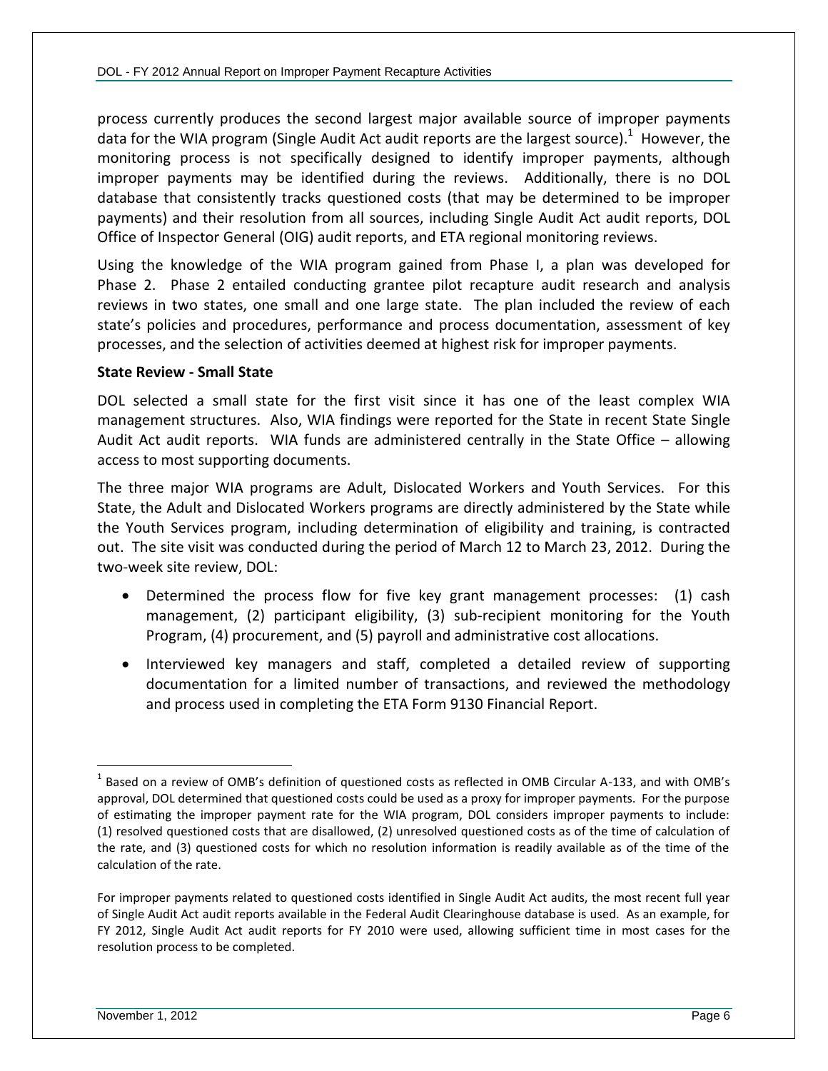process currently produces the second largest major available source of improper payments data for the WIA program (Single Audit Act audit reports are the largest source).[1] However, the monitoring process is not specifically designed to identify improper payments, although improper payments may be identified during the reviews. Additionally, there is no DOL database that consistently tracks questioned costs (that may be determined to be improper payments) and their resolution from all sources, including Single Audit Act audit reports, DOL Office of Inspector General (OIG) audit reports, and ETA regional monitoring reviews.

Using the knowledge of the WIA program gained from Phase I, a plan was developed for Phase 2. Phase 2 entailed conducting grantee pilot recapture audit research and analysis reviews in two states, one small and one large state. The plan included the review of each state's policies and procedures, performance and process documentation, assessment of key processes, and the selection of activities deemed at highest risk for improper payments.

**State Review - Small State**

DOL selected a small state for the first visit since it has one of the least complex WIA management structures. Also, WIA findings were reported for the State in recent State Single Audit Act audit reports. WIA funds are administered centrally in the State Office – allowing access to most supporting documents.

The three major WIA programs are Adult, Dislocated Workers and Youth Services. For this State, the Adult and Dislocated Workers programs are directly administered by the State while the Youth Services program, including determination of eligibility and training, is contracted out. The site visit was conducted during the period of March 12 to March 23, 2012. During the two-week site review, DOL:

- Determined the process flow for five key grant management processes: (1) cash management, (2) participant eligibility, (3) sub-recipient monitoring for the Youth Program, (4) procurement, and (5) payroll and administrative cost allocations.
- Interviewed key managers and staff, completed a detailed review of supporting documentation for a limited number of transactions, and reviewed the methodology and process used in completing the ETA Form 9130 Financial Report.

---

[1] Based on a review of OMB's definition of questioned costs as reflected in OMB Circular A-133, and with OMB's approval, DOL determined that questioned costs could be used as a proxy for improper payments. For the purpose of estimating the improper payment rate for the WIA program, DOL considers improper payments to include: (1) resolved questioned costs that are disallowed, (2) unresolved questioned costs as of the time of calculation of the rate, and (3) questioned costs for which no resolution information is readily available as of the time of the calculation of the rate.

For improper payments related to questioned costs identified in Single Audit Act audits, the most recent full year of Single Audit Act audit reports available in the Federal Audit Clearinghouse database is used. As an example, for FY 2012, Single Audit Act audit reports for FY 2010 were used, allowing sufficient time in most cases for the resolution process to be completed.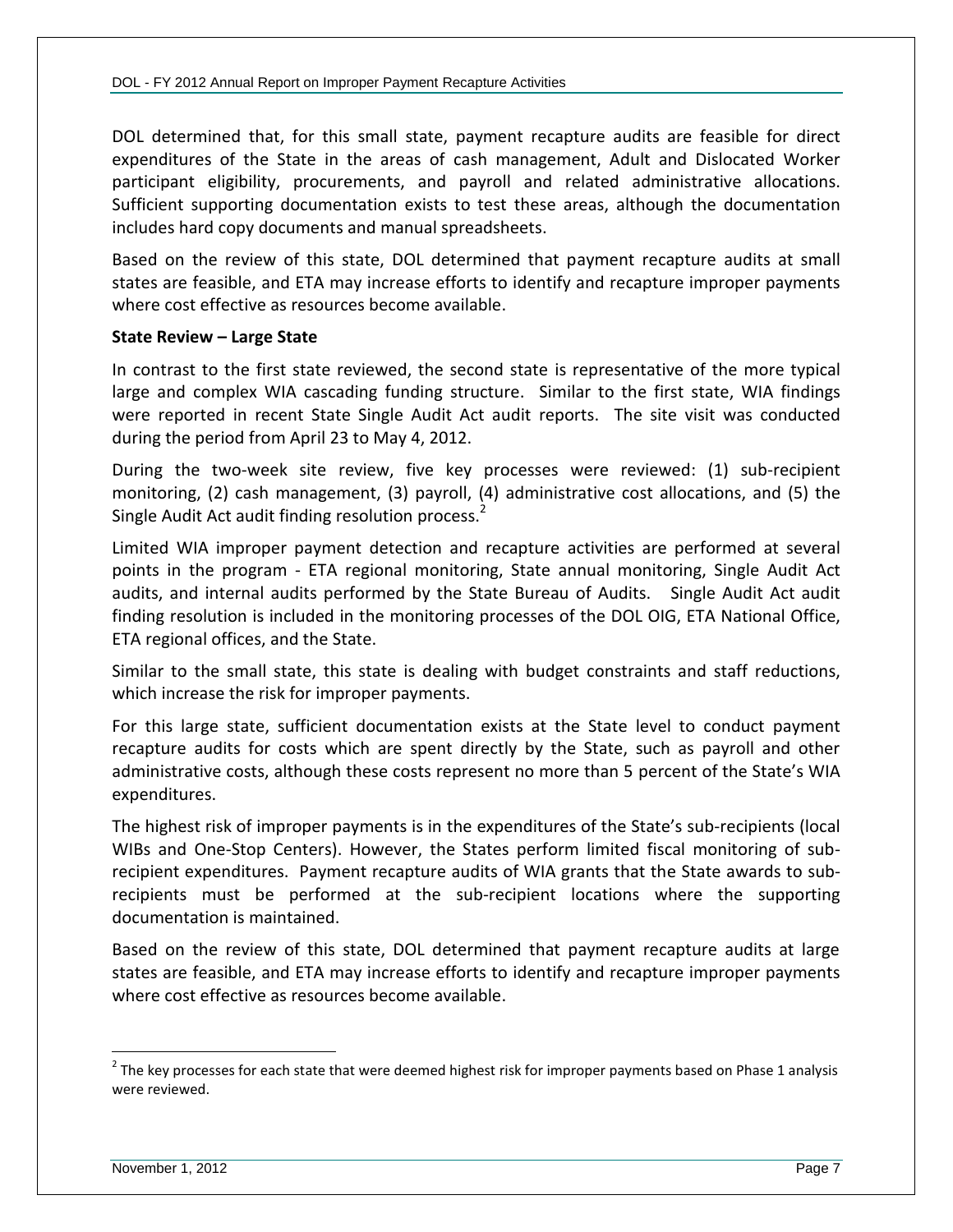DOL determined that, for this small state, payment recapture audits are feasible for direct expenditures of the State in the areas of cash management, Adult and Dislocated Worker participant eligibility, procurements, and payroll and related administrative allocations. Sufficient supporting documentation exists to test these areas, although the documentation includes hard copy documents and manual spreadsheets.

Based on the review of this state, DOL determined that payment recapture audits at small states are feasible, and ETA may increase efforts to identify and recapture improper payments where cost effective as resources become available.

**State Review – Large State**

In contrast to the first state reviewed, the second state is representative of the more typical large and complex WIA cascading funding structure. Similar to the first state, WIA findings were reported in recent State Single Audit Act audit reports. The site visit was conducted during the period from April 23 to May 4, 2012.

During the two-week site review, five key processes were reviewed: (1) sub-recipient monitoring, (2) cash management, (3) payroll, (4) administrative cost allocations, and (5) the Single Audit Act audit finding resolution process.[2]

Limited WIA improper payment detection and recapture activities are performed at several points in the program - ETA regional monitoring, State annual monitoring, Single Audit Act audits, and internal audits performed by the State Bureau of Audits. Single Audit Act audit finding resolution is included in the monitoring processes of the DOL OIG, ETA National Office, ETA regional offices, and the State.

Similar to the small state, this state is dealing with budget constraints and staff reductions, which increase the risk for improper payments.

For this large state, sufficient documentation exists at the State level to conduct payment recapture audits for costs which are spent directly by the State, such as payroll and other administrative costs, although these costs represent no more than 5 percent of the State's WIA expenditures.

The highest risk of improper payments is in the expenditures of the State's sub-recipients (local WIBs and One-Stop Centers). However, the States perform limited fiscal monitoring of sub-recipient expenditures. Payment recapture audits of WIA grants that the State awards to sub-recipients must be performed at the sub-recipient locations where the supporting documentation is maintained.

Based on the review of this state, DOL determined that payment recapture audits at large states are feasible, and ETA may increase efforts to identify and recapture improper payments where cost effective as resources become available.

[2] The key processes for each state that were deemed highest risk for improper payments based on Phase 1 analysis were reviewed.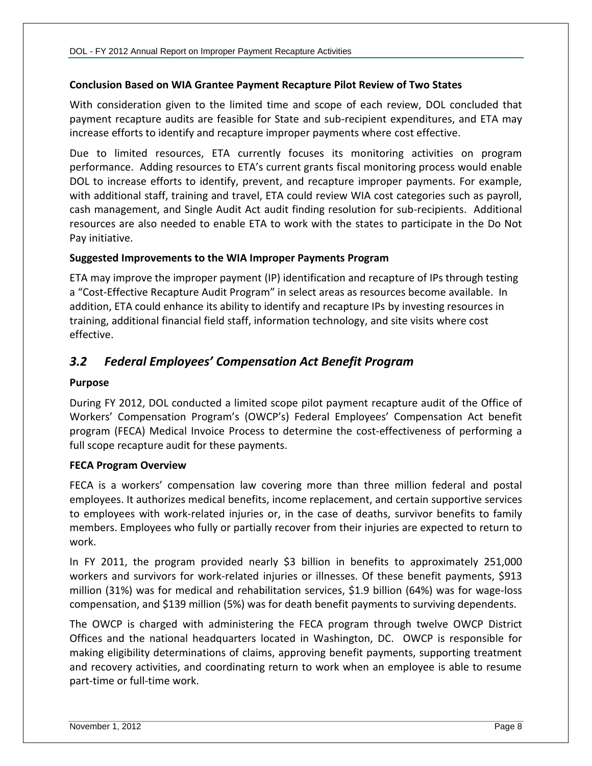**Conclusion Based on WIA Grantee Payment Recapture Pilot Review of Two States**

With consideration given to the limited time and scope of each review, DOL concluded that payment recapture audits are feasible for State and sub-recipient expenditures, and ETA may increase efforts to identify and recapture improper payments where cost effective.

Due to limited resources, ETA currently focuses its monitoring activities on program performance. Adding resources to ETA's current grants fiscal monitoring process would enable DOL to increase efforts to identify, prevent, and recapture improper payments. For example, with additional staff, training and travel, ETA could review WIA cost categories such as payroll, cash management, and Single Audit Act audit finding resolution for sub-recipients. Additional resources are also needed to enable ETA to work with the states to participate in the Do Not Pay initiative.

**Suggested Improvements to the WIA Improper Payments Program**

ETA may improve the improper payment (IP) identification and recapture of IPs through testing a "Cost-Effective Recapture Audit Program" in select areas as resources become available. In addition, ETA could enhance its ability to identify and recapture IPs by investing resources in training, additional financial field staff, information technology, and site visits where cost effective.

## *3.2 Federal Employees' Compensation Act Benefit Program*

**Purpose**

During FY 2012, DOL conducted a limited scope pilot payment recapture audit of the Office of Workers' Compensation Program's (OWCP's) Federal Employees' Compensation Act benefit program (FECA) Medical Invoice Process to determine the cost-effectiveness of performing a full scope recapture audit for these payments.

**FECA Program Overview**

FECA is a workers' compensation law covering more than three million federal and postal employees. It authorizes medical benefits, income replacement, and certain supportive services to employees with work-related injuries or, in the case of deaths, survivor benefits to family members. Employees who fully or partially recover from their injuries are expected to return to work.

In FY 2011, the program provided nearly $3 billion in benefits to approximately 251,000 workers and survivors for work-related injuries or illnesses. Of these benefit payments, $913 million (31%) was for medical and rehabilitation services, $1.9 billion (64%) was for wage-loss compensation, and $139 million (5%) was for death benefit payments to surviving dependents.

The OWCP is charged with administering the FECA program through twelve OWCP District Offices and the national headquarters located in Washington, DC. OWCP is responsible for making eligibility determinations of claims, approving benefit payments, supporting treatment and recovery activities, and coordinating return to work when an employee is able to resume part-time or full-time work.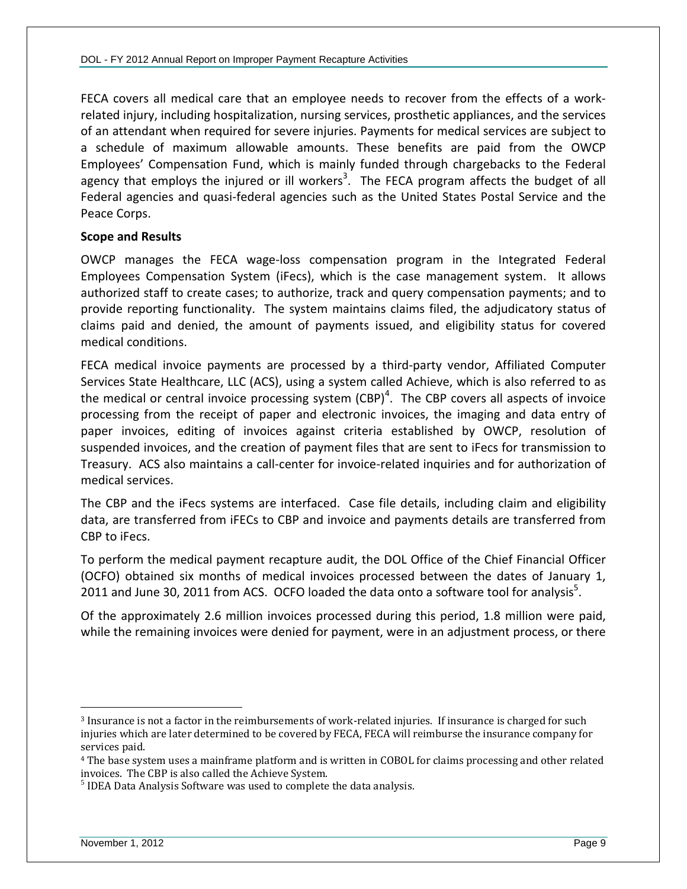FECA covers all medical care that an employee needs to recover from the effects of a work-related injury, including hospitalization, nursing services, prosthetic appliances, and the services of an attendant when required for severe injuries. Payments for medical services are subject to a schedule of maximum allowable amounts. These benefits are paid from the OWCP Employees' Compensation Fund, which is mainly funded through chargebacks to the Federal agency that employs the injured or ill workers[3]. The FECA program affects the budget of all Federal agencies and quasi-federal agencies such as the United States Postal Service and the Peace Corps.

**Scope and Results**

OWCP manages the FECA wage-loss compensation program in the Integrated Federal Employees Compensation System (iFecs), which is the case management system. It allows authorized staff to create cases; to authorize, track and query compensation payments; and to provide reporting functionality. The system maintains claims filed, the adjudicatory status of claims paid and denied, the amount of payments issued, and eligibility status for covered medical conditions.

FECA medical invoice payments are processed by a third-party vendor, Affiliated Computer Services State Healthcare, LLC (ACS), using a system called Achieve, which is also referred to as the medical or central invoice processing system (CBP)[4]. The CBP covers all aspects of invoice processing from the receipt of paper and electronic invoices, the imaging and data entry of paper invoices, editing of invoices against criteria established by OWCP, resolution of suspended invoices, and the creation of payment files that are sent to iFecs for transmission to Treasury. ACS also maintains a call-center for invoice-related inquiries and for authorization of medical services.

The CBP and the iFecs systems are interfaced. Case file details, including claim and eligibility data, are transferred from iFECs to CBP and invoice and payments details are transferred from CBP to iFecs.

To perform the medical payment recapture audit, the DOL Office of the Chief Financial Officer (OCFO) obtained six months of medical invoices processed between the dates of January 1, 2011 and June 30, 2011 from ACS. OCFO loaded the data onto a software tool for analysis[5].

Of the approximately 2.6 million invoices processed during this period, 1.8 million were paid, while the remaining invoices were denied for payment, were in an adjustment process, or there

---

[3] Insurance is not a factor in the reimbursements of work-related injuries. If insurance is charged for such injuries which are later determined to be covered by FECA, FECA will reimburse the insurance company for services paid.

[4] The base system uses a mainframe platform and is written in COBOL for claims processing and other related invoices. The CBP is also called the Achieve System.

[5] IDEA Data Analysis Software was used to complete the data analysis.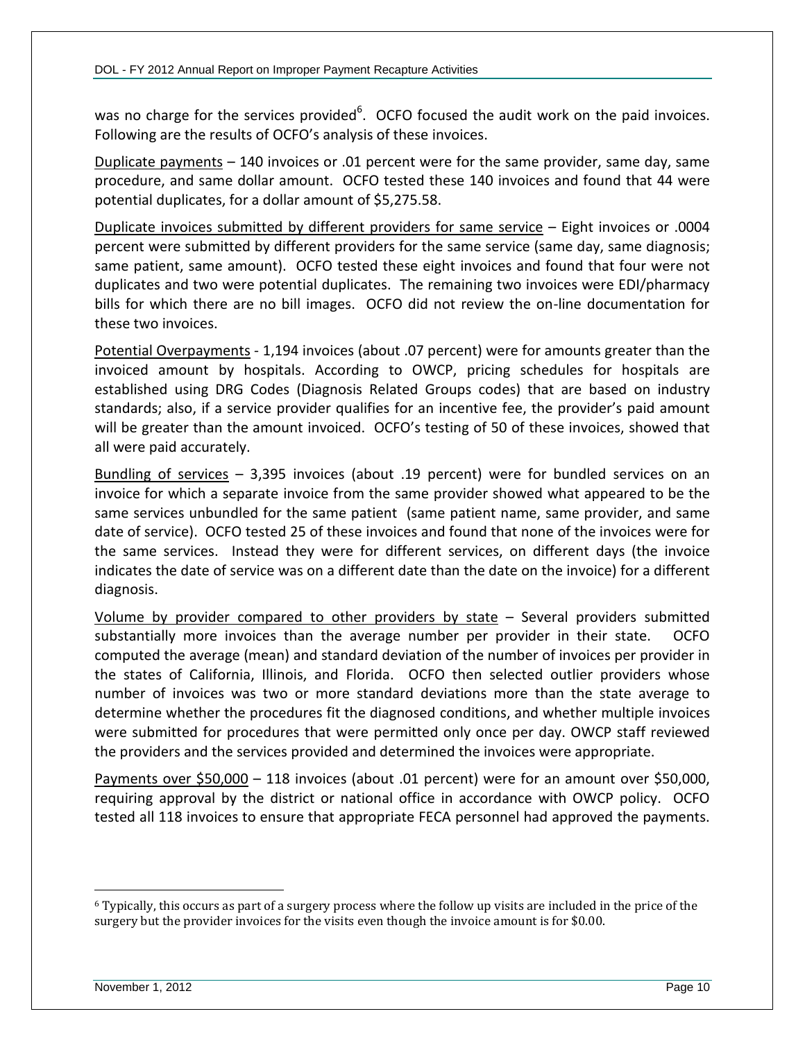was no charge for the services provided[6]. OCFO focused the audit work on the paid invoices. Following are the results of OCFO's analysis of these invoices.

Duplicate payments – 140 invoices or .01 percent were for the same provider, same day, same procedure, and same dollar amount. OCFO tested these 140 invoices and found that 44 were potential duplicates, for a dollar amount of $5,275.58.

Duplicate invoices submitted by different providers for same service – Eight invoices or .0004 percent were submitted by different providers for the same service (same day, same diagnosis; same patient, same amount). OCFO tested these eight invoices and found that four were not duplicates and two were potential duplicates. The remaining two invoices were EDI/pharmacy bills for which there are no bill images. OCFO did not review the on-line documentation for these two invoices.

Potential Overpayments - 1,194 invoices (about .07 percent) were for amounts greater than the invoiced amount by hospitals. According to OWCP, pricing schedules for hospitals are established using DRG Codes (Diagnosis Related Groups codes) that are based on industry standards; also, if a service provider qualifies for an incentive fee, the provider's paid amount will be greater than the amount invoiced. OCFO's testing of 50 of these invoices, showed that all were paid accurately.

Bundling of services – 3,395 invoices (about .19 percent) were for bundled services on an invoice for which a separate invoice from the same provider showed what appeared to be the same services unbundled for the same patient (same patient name, same provider, and same date of service). OCFO tested 25 of these invoices and found that none of the invoices were for the same services. Instead they were for different services, on different days (the invoice indicates the date of service was on a different date than the date on the invoice) for a different diagnosis.

Volume by provider compared to other providers by state – Several providers submitted substantially more invoices than the average number per provider in their state. OCFO computed the average (mean) and standard deviation of the number of invoices per provider in the states of California, Illinois, and Florida. OCFO then selected outlier providers whose number of invoices was two or more standard deviations more than the state average to determine whether the procedures fit the diagnosed conditions, and whether multiple invoices were submitted for procedures that were permitted only once per day. OWCP staff reviewed the providers and the services provided and determined the invoices were appropriate.

Payments over $50,000 – 118 invoices (about .01 percent) were for an amount over $50,000, requiring approval by the district or national office in accordance with OWCP policy. OCFO tested all 118 invoices to ensure that appropriate FECA personnel had approved the payments.

[6] Typically, this occurs as part of a surgery process where the follow up visits are included in the price of the surgery but the provider invoices for the visits even though the invoice amount is for $0.00.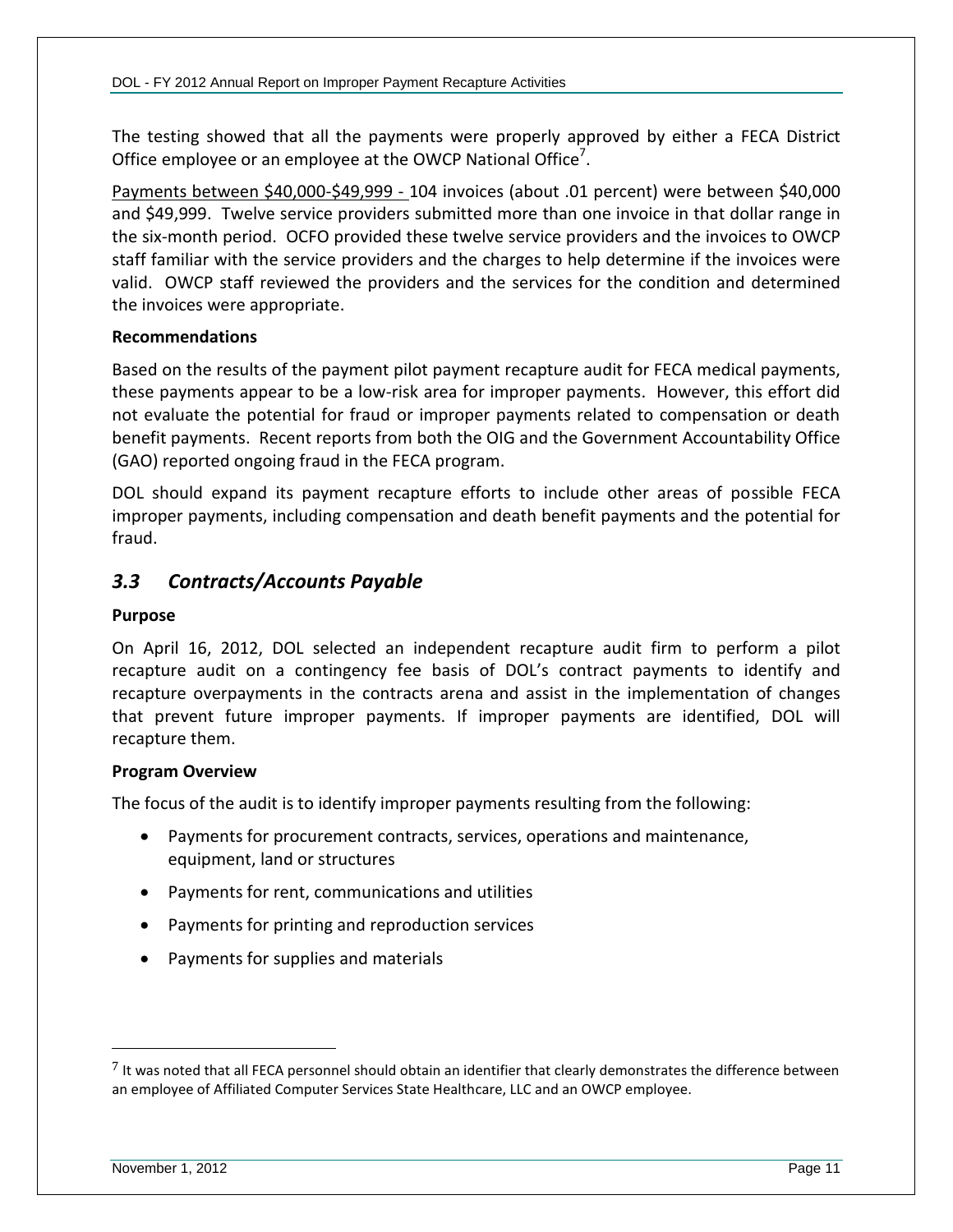The testing showed that all the payments were properly approved by either a FECA District Office employee or an employee at the OWCP National Office[7].

Payments between $40,000-$49,999 - 104 invoices (about .01 percent) were between $40,000 and $49,999. Twelve service providers submitted more than one invoice in that dollar range in the six-month period. OCFO provided these twelve service providers and the invoices to OWCP staff familiar with the service providers and the charges to help determine if the invoices were valid. OWCP staff reviewed the providers and the services for the condition and determined the invoices were appropriate.

**Recommendations**

Based on the results of the payment pilot payment recapture audit for FECA medical payments, these payments appear to be a low-risk area for improper payments. However, this effort did not evaluate the potential for fraud or improper payments related to compensation or death benefit payments. Recent reports from both the OIG and the Government Accountability Office (GAO) reported ongoing fraud in the FECA program.

DOL should expand its payment recapture efforts to include other areas of possible FECA improper payments, including compensation and death benefit payments and the potential for fraud.

## *3.3 Contracts/Accounts Payable*

**Purpose**

On April 16, 2012, DOL selected an independent recapture audit firm to perform a pilot recapture audit on a contingency fee basis of DOL's contract payments to identify and recapture overpayments in the contracts arena and assist in the implementation of changes that prevent future improper payments. If improper payments are identified, DOL will recapture them.

**Program Overview**

The focus of the audit is to identify improper payments resulting from the following:

- Payments for procurement contracts, services, operations and maintenance, equipment, land or structures
- Payments for rent, communications and utilities
- Payments for printing and reproduction services
- Payments for supplies and materials

---

[7] It was noted that all FECA personnel should obtain an identifier that clearly demonstrates the difference between an employee of Affiliated Computer Services State Healthcare, LLC and an OWCP employee.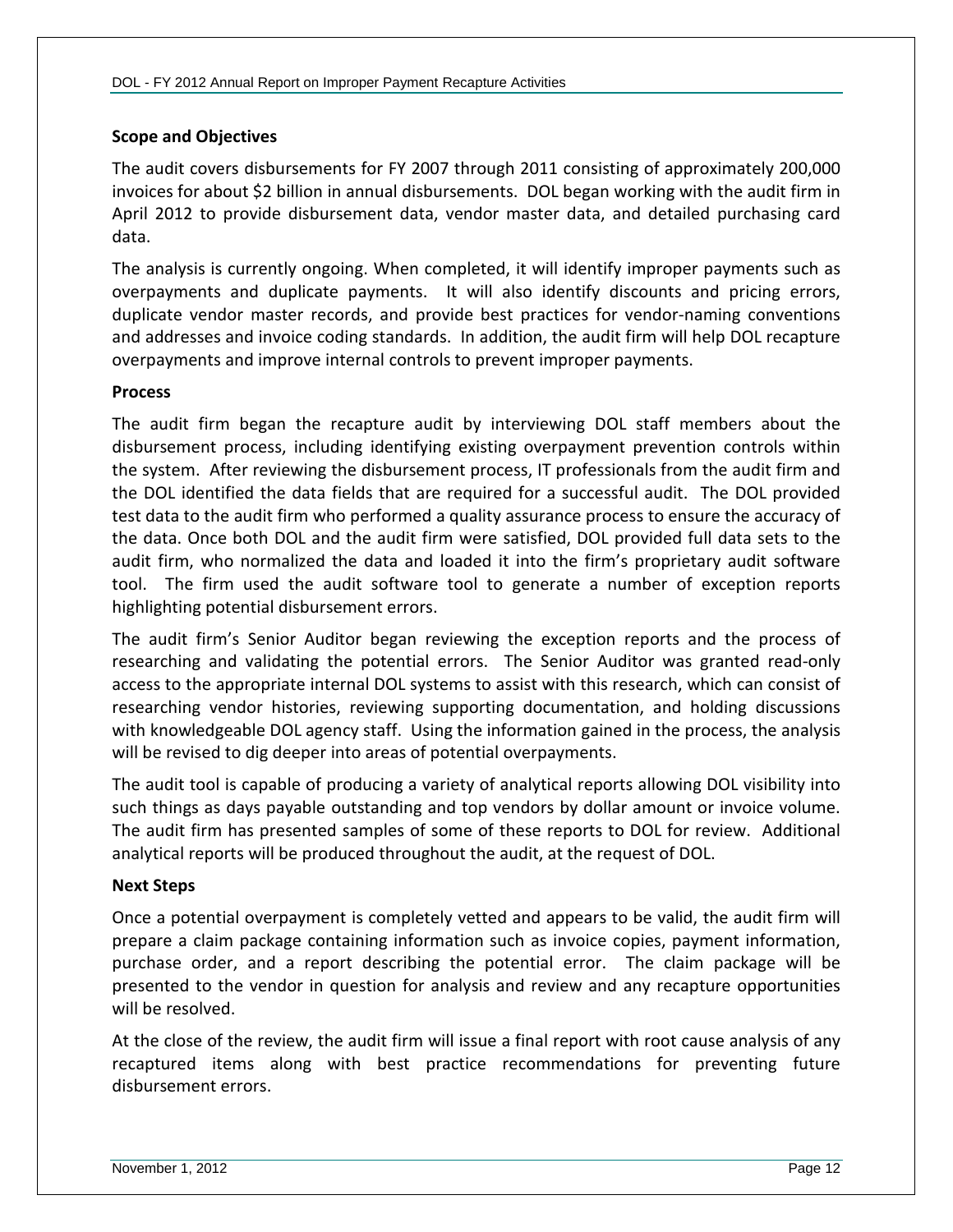### Scope and Objectives

The audit covers disbursements for FY 2007 through 2011 consisting of approximately 200,000 invoices for about $2 billion in annual disbursements. DOL began working with the audit firm in April 2012 to provide disbursement data, vendor master data, and detailed purchasing card data.

The analysis is currently ongoing. When completed, it will identify improper payments such as overpayments and duplicate payments. It will also identify discounts and pricing errors, duplicate vendor master records, and provide best practices for vendor-naming conventions and addresses and invoice coding standards. In addition, the audit firm will help DOL recapture overpayments and improve internal controls to prevent improper payments.

### Process

The audit firm began the recapture audit by interviewing DOL staff members about the disbursement process, including identifying existing overpayment prevention controls within the system. After reviewing the disbursement process, IT professionals from the audit firm and the DOL identified the data fields that are required for a successful audit. The DOL provided test data to the audit firm who performed a quality assurance process to ensure the accuracy of the data. Once both DOL and the audit firm were satisfied, DOL provided full data sets to the audit firm, who normalized the data and loaded it into the firm's proprietary audit software tool. The firm used the audit software tool to generate a number of exception reports highlighting potential disbursement errors.

The audit firm's Senior Auditor began reviewing the exception reports and the process of researching and validating the potential errors. The Senior Auditor was granted read-only access to the appropriate internal DOL systems to assist with this research, which can consist of researching vendor histories, reviewing supporting documentation, and holding discussions with knowledgeable DOL agency staff. Using the information gained in the process, the analysis will be revised to dig deeper into areas of potential overpayments.

The audit tool is capable of producing a variety of analytical reports allowing DOL visibility into such things as days payable outstanding and top vendors by dollar amount or invoice volume. The audit firm has presented samples of some of these reports to DOL for review. Additional analytical reports will be produced throughout the audit, at the request of DOL.

### Next Steps

Once a potential overpayment is completely vetted and appears to be valid, the audit firm will prepare a claim package containing information such as invoice copies, payment information, purchase order, and a report describing the potential error. The claim package will be presented to the vendor in question for analysis and review and any recapture opportunities will be resolved.

At the close of the review, the audit firm will issue a final report with root cause analysis of any recaptured items along with best practice recommendations for preventing future disbursement errors.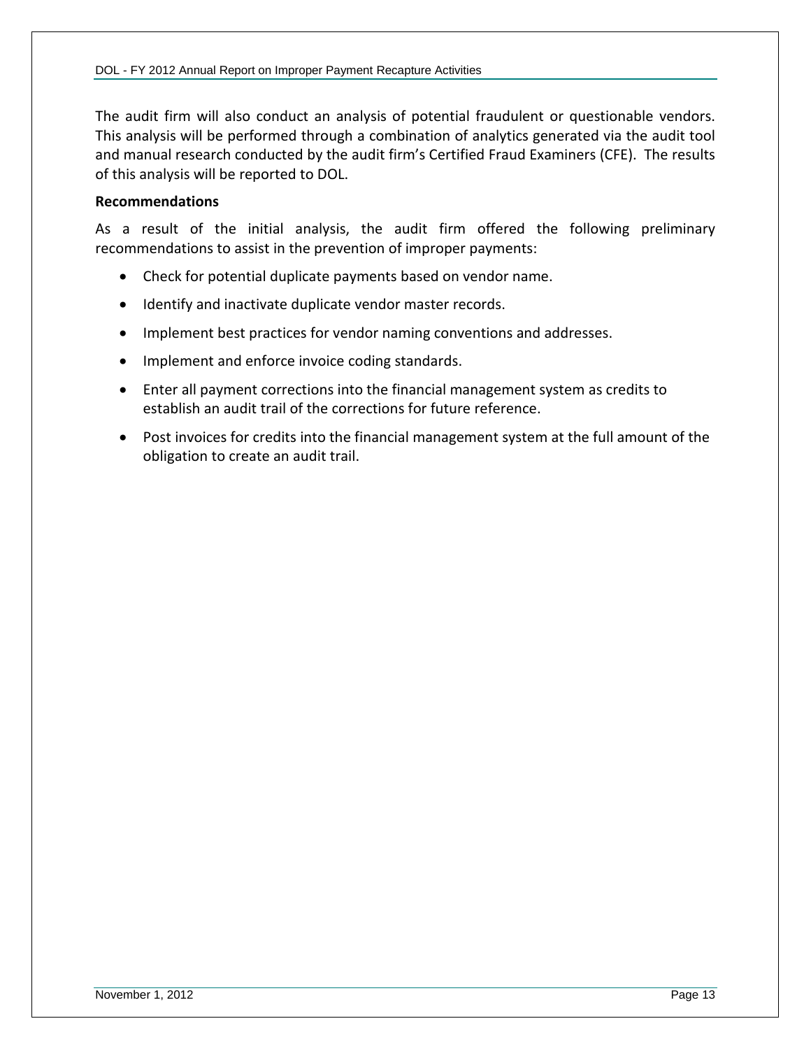The audit firm will also conduct an analysis of potential fraudulent or questionable vendors. This analysis will be performed through a combination of analytics generated via the audit tool and manual research conducted by the audit firm's Certified Fraud Examiners (CFE). The results of this analysis will be reported to DOL.

**Recommendations**

As a result of the initial analysis, the audit firm offered the following preliminary recommendations to assist in the prevention of improper payments:

- Check for potential duplicate payments based on vendor name.
- Identify and inactivate duplicate vendor master records.
- Implement best practices for vendor naming conventions and addresses.
- Implement and enforce invoice coding standards.
- Enter all payment corrections into the financial management system as credits to establish an audit trail of the corrections for future reference.
- Post invoices for credits into the financial management system at the full amount of the obligation to create an audit trail.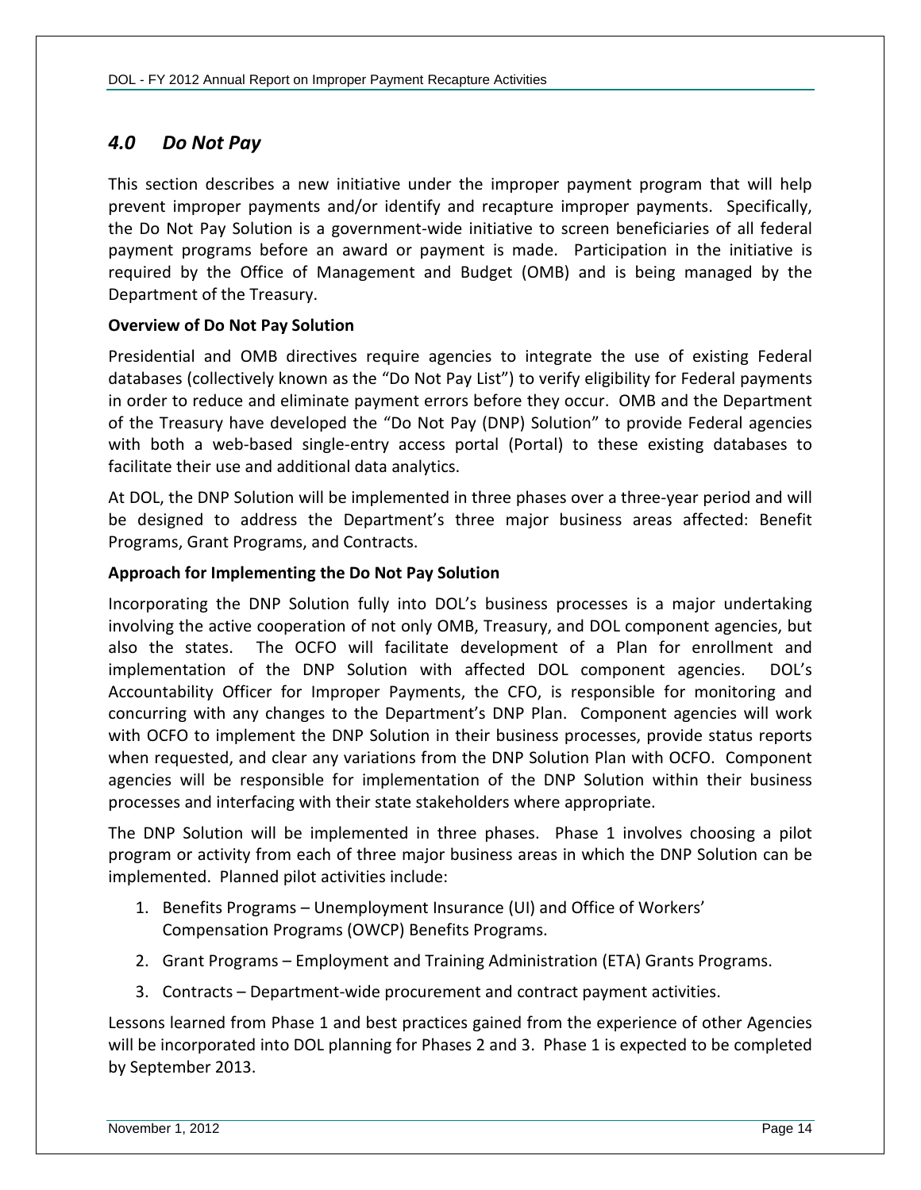## *4.0 Do Not Pay*

This section describes a new initiative under the improper payment program that will help prevent improper payments and/or identify and recapture improper payments. Specifically, the Do Not Pay Solution is a government-wide initiative to screen beneficiaries of all federal payment programs before an award or payment is made. Participation in the initiative is required by the Office of Management and Budget (OMB) and is being managed by the Department of the Treasury.

**Overview of Do Not Pay Solution**

Presidential and OMB directives require agencies to integrate the use of existing Federal databases (collectively known as the "Do Not Pay List") to verify eligibility for Federal payments in order to reduce and eliminate payment errors before they occur. OMB and the Department of the Treasury have developed the "Do Not Pay (DNP) Solution" to provide Federal agencies with both a web-based single-entry access portal (Portal) to these existing databases to facilitate their use and additional data analytics.

At DOL, the DNP Solution will be implemented in three phases over a three-year period and will be designed to address the Department's three major business areas affected: Benefit Programs, Grant Programs, and Contracts.

**Approach for Implementing the Do Not Pay Solution**

Incorporating the DNP Solution fully into DOL's business processes is a major undertaking involving the active cooperation of not only OMB, Treasury, and DOL component agencies, but also the states. The OCFO will facilitate development of a Plan for enrollment and implementation of the DNP Solution with affected DOL component agencies. DOL's Accountability Officer for Improper Payments, the CFO, is responsible for monitoring and concurring with any changes to the Department's DNP Plan. Component agencies will work with OCFO to implement the DNP Solution in their business processes, provide status reports when requested, and clear any variations from the DNP Solution Plan with OCFO. Component agencies will be responsible for implementation of the DNP Solution within their business processes and interfacing with their state stakeholders where appropriate.

The DNP Solution will be implemented in three phases. Phase 1 involves choosing a pilot program or activity from each of three major business areas in which the DNP Solution can be implemented. Planned pilot activities include:

1. Benefits Programs – Unemployment Insurance (UI) and Office of Workers' Compensation Programs (OWCP) Benefits Programs.
2. Grant Programs – Employment and Training Administration (ETA) Grants Programs.
3. Contracts – Department-wide procurement and contract payment activities.

Lessons learned from Phase 1 and best practices gained from the experience of other Agencies will be incorporated into DOL planning for Phases 2 and 3. Phase 1 is expected to be completed by September 2013.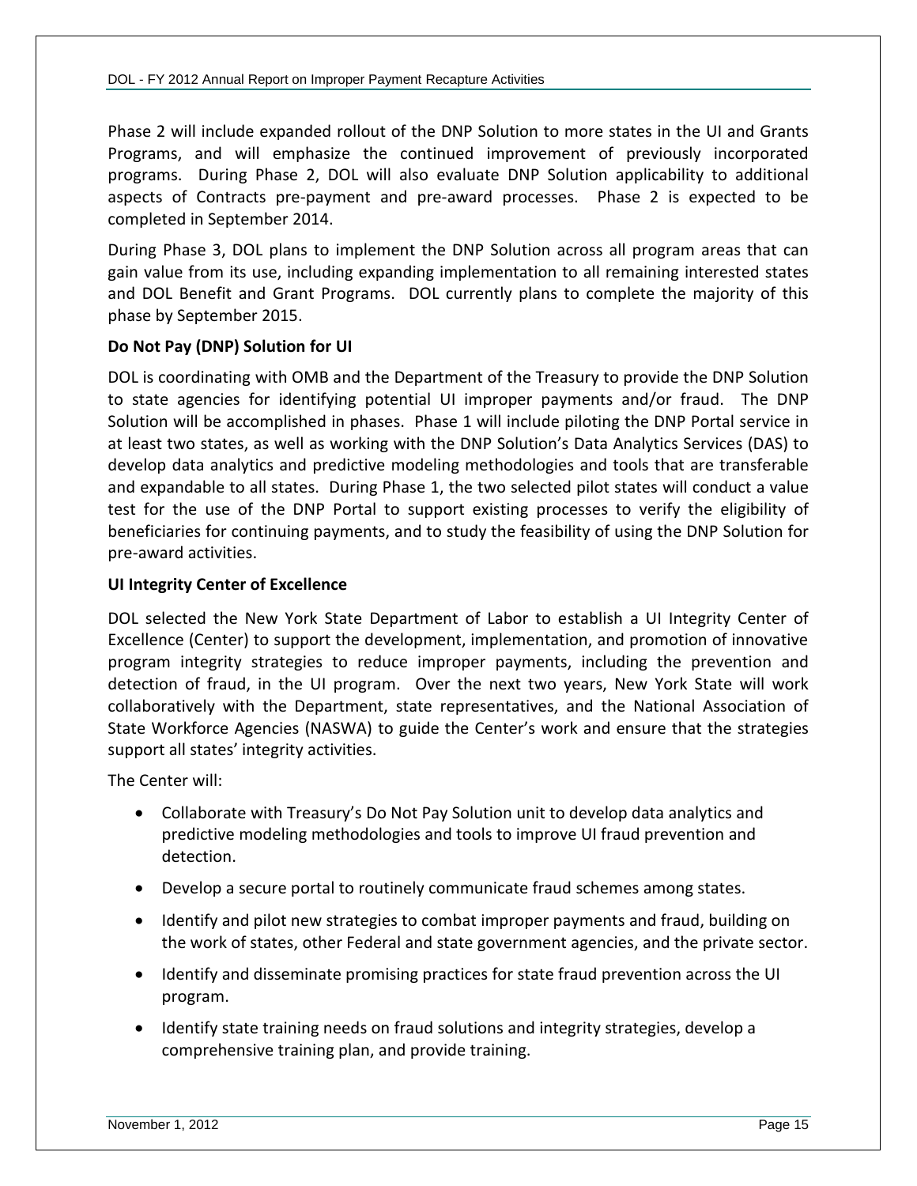Phase 2 will include expanded rollout of the DNP Solution to more states in the UI and Grants Programs, and will emphasize the continued improvement of previously incorporated programs. During Phase 2, DOL will also evaluate DNP Solution applicability to additional aspects of Contracts pre-payment and pre-award processes. Phase 2 is expected to be completed in September 2014.

During Phase 3, DOL plans to implement the DNP Solution across all program areas that can gain value from its use, including expanding implementation to all remaining interested states and DOL Benefit and Grant Programs. DOL currently plans to complete the majority of this phase by September 2015.

**Do Not Pay (DNP) Solution for UI**

DOL is coordinating with OMB and the Department of the Treasury to provide the DNP Solution to state agencies for identifying potential UI improper payments and/or fraud. The DNP Solution will be accomplished in phases. Phase 1 will include piloting the DNP Portal service in at least two states, as well as working with the DNP Solution's Data Analytics Services (DAS) to develop data analytics and predictive modeling methodologies and tools that are transferable and expandable to all states. During Phase 1, the two selected pilot states will conduct a value test for the use of the DNP Portal to support existing processes to verify the eligibility of beneficiaries for continuing payments, and to study the feasibility of using the DNP Solution for pre-award activities.

**UI Integrity Center of Excellence**

DOL selected the New York State Department of Labor to establish a UI Integrity Center of Excellence (Center) to support the development, implementation, and promotion of innovative program integrity strategies to reduce improper payments, including the prevention and detection of fraud, in the UI program. Over the next two years, New York State will work collaboratively with the Department, state representatives, and the National Association of State Workforce Agencies (NASWA) to guide the Center's work and ensure that the strategies support all states' integrity activities.

The Center will:

- Collaborate with Treasury's Do Not Pay Solution unit to develop data analytics and predictive modeling methodologies and tools to improve UI fraud prevention and detection.
- Develop a secure portal to routinely communicate fraud schemes among states.
- Identify and pilot new strategies to combat improper payments and fraud, building on the work of states, other Federal and state government agencies, and the private sector.
- Identify and disseminate promising practices for state fraud prevention across the UI program.
- Identify state training needs on fraud solutions and integrity strategies, develop a comprehensive training plan, and provide training.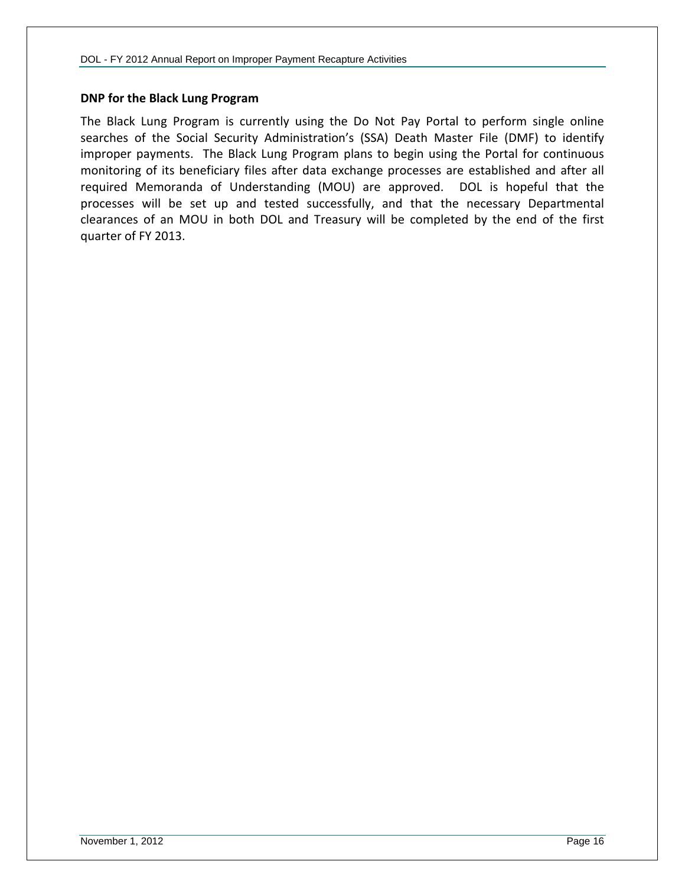### DNP for the Black Lung Program

The Black Lung Program is currently using the Do Not Pay Portal to perform single online searches of the Social Security Administration's (SSA) Death Master File (DMF) to identify improper payments. The Black Lung Program plans to begin using the Portal for continuous monitoring of its beneficiary files after data exchange processes are established and after all required Memoranda of Understanding (MOU) are approved. DOL is hopeful that the processes will be set up and tested successfully, and that the necessary Departmental clearances of an MOU in both DOL and Treasury will be completed by the end of the first quarter of FY 2013.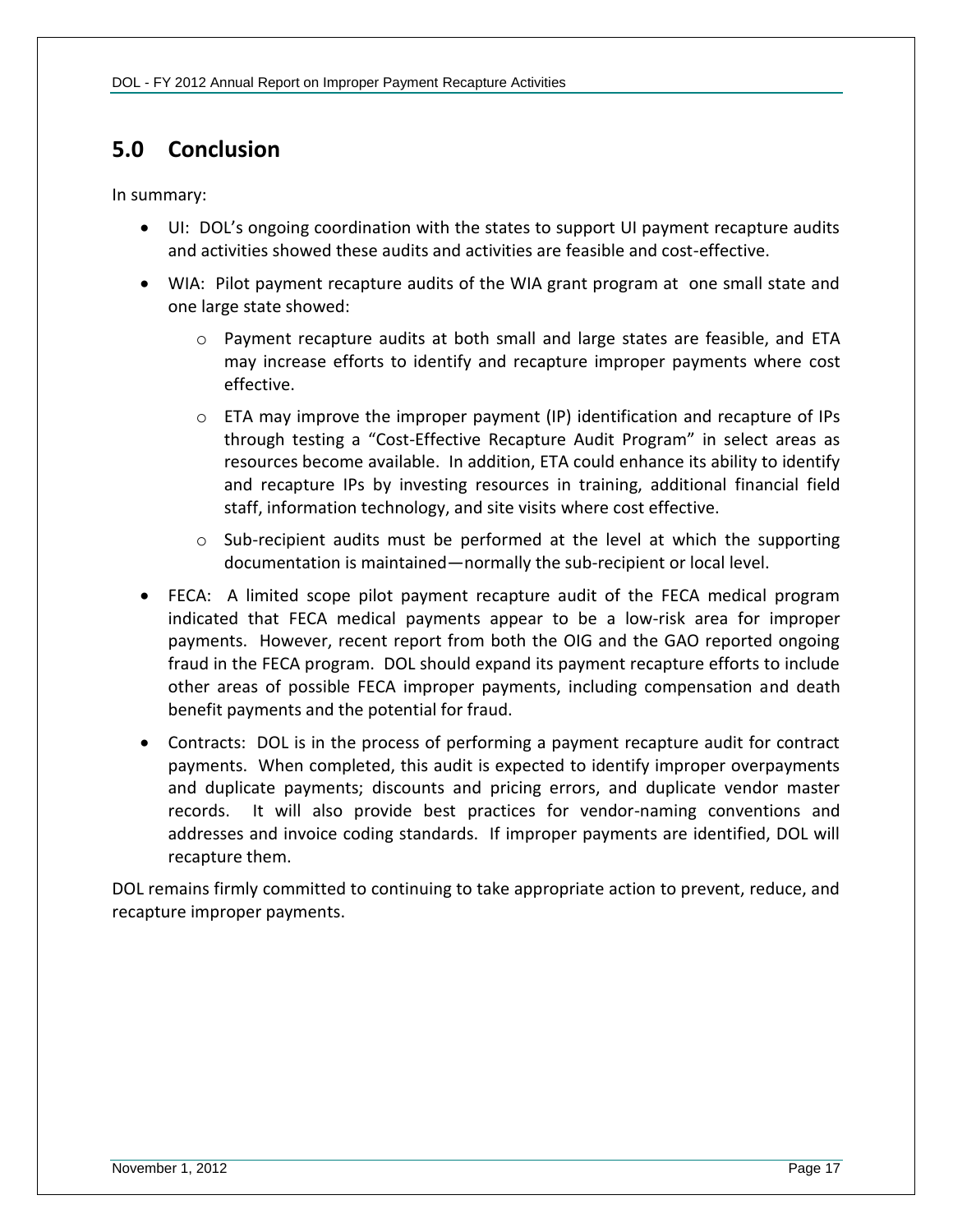## 5.0 Conclusion

In summary:

- UI: DOL's ongoing coordination with the states to support UI payment recapture audits and activities showed these audits and activities are feasible and cost-effective.
- WIA: Pilot payment recapture audits of the WIA grant program at one small state and one large state showed:
    - Payment recapture audits at both small and large states are feasible, and ETA may increase efforts to identify and recapture improper payments where cost effective.
    - ETA may improve the improper payment (IP) identification and recapture of IPs through testing a "Cost-Effective Recapture Audit Program" in select areas as resources become available. In addition, ETA could enhance its ability to identify and recapture IPs by investing resources in training, additional financial field staff, information technology, and site visits where cost effective.
    - Sub-recipient audits must be performed at the level at which the supporting documentation is maintained—normally the sub-recipient or local level.
- FECA: A limited scope pilot payment recapture audit of the FECA medical program indicated that FECA medical payments appear to be a low-risk area for improper payments. However, recent report from both the OIG and the GAO reported ongoing fraud in the FECA program. DOL should expand its payment recapture efforts to include other areas of possible FECA improper payments, including compensation and death benefit payments and the potential for fraud.
- Contracts: DOL is in the process of performing a payment recapture audit for contract payments. When completed, this audit is expected to identify improper overpayments and duplicate payments; discounts and pricing errors, and duplicate vendor master records. It will also provide best practices for vendor-naming conventions and addresses and invoice coding standards. If improper payments are identified, DOL will recapture them.

DOL remains firmly committed to continuing to take appropriate action to prevent, reduce, and recapture improper payments.